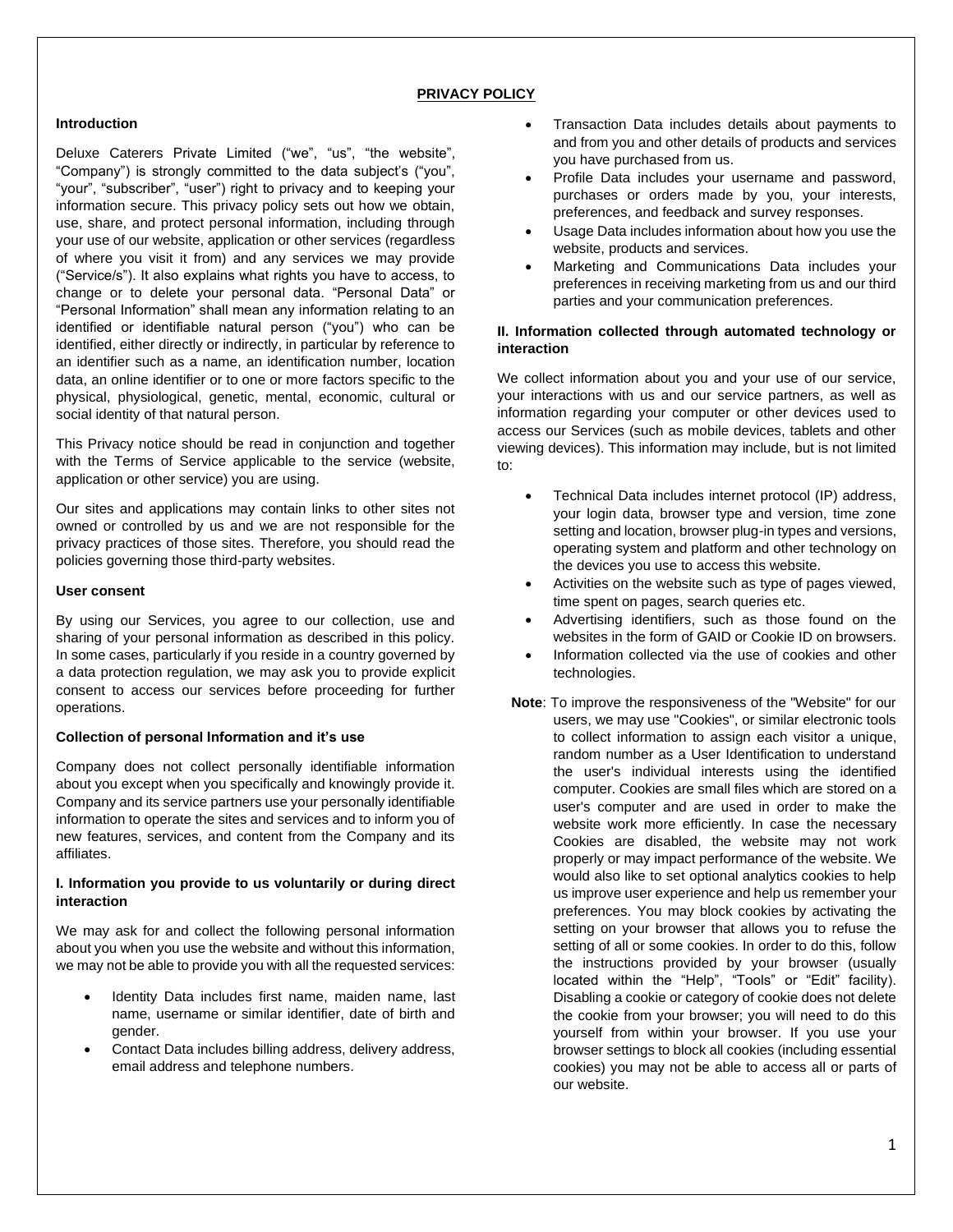# PRIVACY POLICY

### Introduction

Deluxe Caterers Private Limited ("we", "us", "the website", "Company") is strongly committed to the data subject's ("you", "your", "subscriber", "user") right to privacy and to keeping your information secure. This privacy policy sets out how we obtain, use, share, and protect personal information, including through your use of our website, application or other services (regardless of where you visit it from) and any services we may provide ("Service/s"). It also explains what rights you have to access, to change or to delete your personal data. "Personal Data" or "Personal Information" shall mean any information relating to an identified or identifiable natural person ("you") who can be identified, either directly or indirectly, in particular by reference to an identifier such as a name, an identification number, location data, an online identifier or to one or more factors specific to the physical, physiological, genetic, mental, economic, cultural or social identity of that natural person.

This Privacy notice should be read in conjunction and together with the Terms of Service applicable to the service (website, application or other service) you are using.

Our sites and applications may contain links to other sites not owned or controlled by us and we are not responsible for the privacy practices of those sites. Therefore, you should read the policies governing those third-party websites.

### User consent

By using our Services, you agree to our collection, use and sharing of your personal information as described in this policy. In some cases, particularly if you reside in a country governed by a data protection regulation, we may ask you to provide explicit consent to access our services before proceeding for further operations.

### Collection of personal Information and it's use

Company does not collect personally identifiable information about you except when you specifically and knowingly provide it. Company and its service partners use your personally identifiable information to operate the sites and services and to inform you of new features, services, and content from the Company and its affiliates.

#### I. Information you provide to us voluntarily or during direct interaction

We may ask for and collect the following personal information about you when you use the website and without this information, we may not be able to provide you with all the requested services:

- Identity Data includes first name, maiden name, last name, username or similar identifier, date of birth and gender.
- Contact Data includes billing address, delivery address, email address and telephone numbers.
- Transaction Data includes details about payments to and from you and other details of products and services you have purchased from us.
- Profile Data includes your username and password, purchases or orders made by you, your interests, preferences, and feedback and survey responses.
- Usage Data includes information about how you use the website, products and services.
- Marketing and Communications Data includes your preferences in receiving marketing from us and our third parties and your communication preferences.

#### II. Information collected through automated technology or interaction

We collect information about you and your use of our service, your interactions with us and our service partners, as well as information regarding your computer or other devices used to access our Services (such as mobile devices, tablets and other viewing devices). This information may include, but is not limited to:

- Technical Data includes internet protocol (IP) address, your login data, browser type and version, time zone setting and location, browser plug-in types and versions, operating system and platform and other technology on the devices you use to access this website.
- Activities on the website such as type of pages viewed, time spent on pages, search queries etc.
- Advertising identifiers, such as those found on the websites in the form of GAID or Cookie ID on browsers.
- Information collected via the use of cookies and other technologies.

**Note**: To improve the responsiveness of the "Website" for our users, we may use "Cookies", or similar electronic tools to collect information to assign each visitor a unique, random number as a User Identification to understand the user's individual interests using the identified computer. Cookies are small files which are stored on a user's computer and are used in order to make the website work more efficiently. In case the necessary Cookies are disabled, the website may not work properly or may impact performance of the website. We would also like to set optional analytics cookies to help us improve user experience and help us remember your preferences. You may block cookies by activating the setting on your browser that allows you to refuse the setting of all or some cookies. In order to do this, follow the instructions provided by your browser (usually located within the "Help", "Tools" or "Edit" facility). Disabling a cookie or category of cookie does not delete the cookie from your browser; you will need to do this yourself from within your browser. If you use your browser settings to block all cookies (including essential cookies) you may not be able to access all or parts of our website.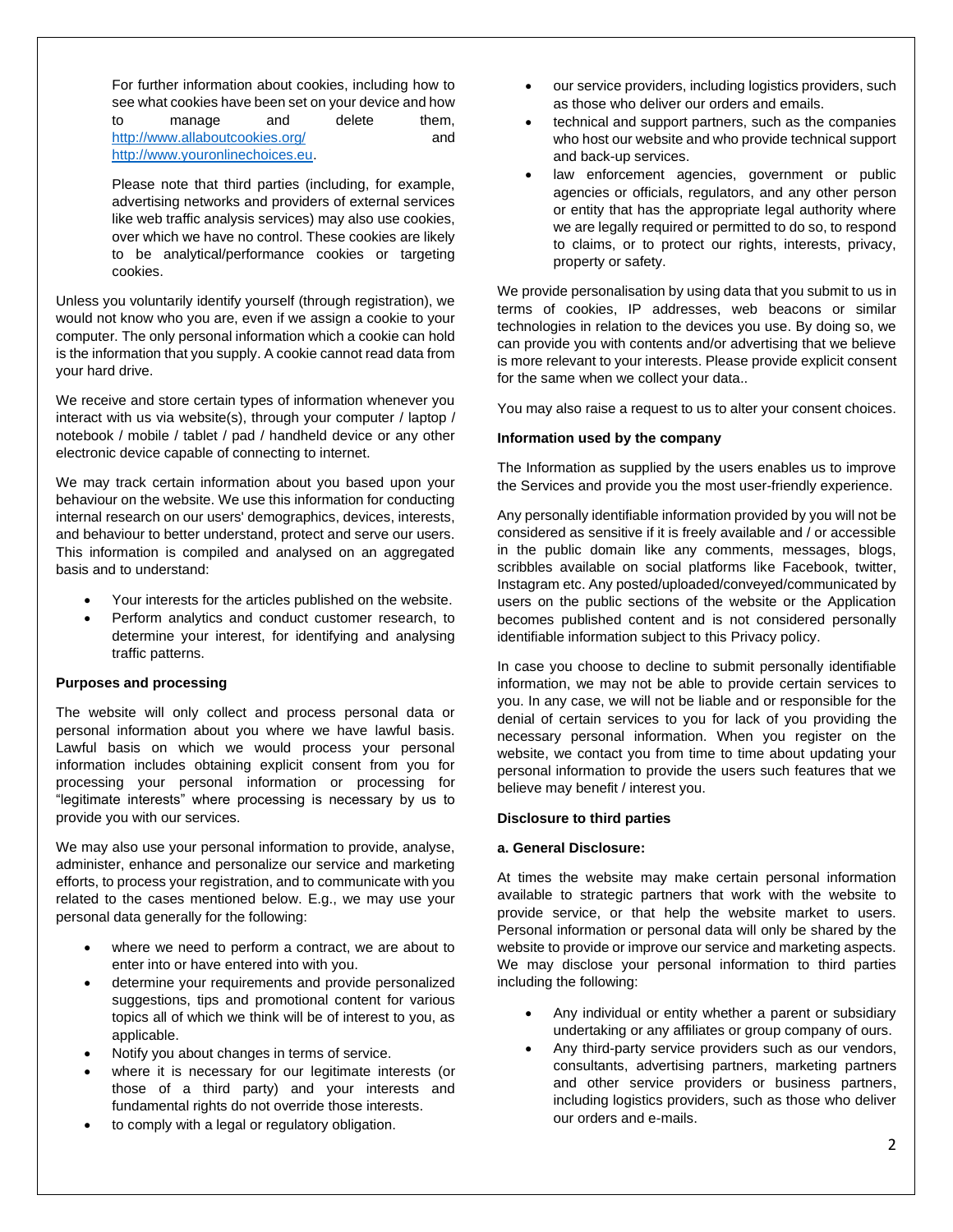For further information about cookies, including how to see what cookies have been set on your device and how to manage and delete them, http://www.allaboutcookies.org/ and http://www.youronlinechoices.eu.

Please note that third parties (including, for example, advertising networks and providers of external services like web traffic analysis services) may also use cookies, over which we have no control. These cookies are likely to be analytical/performance cookies or targeting cookies.

Unless you voluntarily identify yourself (through registration), we would not know who you are, even if we assign a cookie to your computer. The only personal information which a cookie can hold is the information that you supply. A cookie cannot read data from your hard drive.

We receive and store certain types of information whenever you interact with us via website(s), through your computer / laptop / notebook / mobile / tablet / pad / handheld device or any other electronic device capable of connecting to internet.

We may track certain information about you based upon your behaviour on the website. We use this information for conducting internal research on our users' demographics, devices, interests, and behaviour to better understand, protect and serve our users. This information is compiled and analysed on an aggregated basis and to understand:

- Your interests for the articles published on the website.
- Perform analytics and conduct customer research, to determine your interest, for identifying and analysing traffic patterns.

**Purposes and processing**

The website will only collect and process personal data or personal information about you where we have lawful basis. Lawful basis on which we would process your personal information includes obtaining explicit consent from you for processing your personal information or processing for "legitimate interests" where processing is necessary by us to provide you with our services.

We may also use your personal information to provide, analyse, administer, enhance and personalize our service and marketing efforts, to process your registration, and to communicate with you related to the cases mentioned below. E.g., we may use your personal data generally for the following:

- where we need to perform a contract, we are about to enter into or have entered into with you.
- determine your requirements and provide personalized suggestions, tips and promotional content for various topics all of which we think will be of interest to you, as applicable.
- Notify you about changes in terms of service.
- where it is necessary for our legitimate interests (or those of a third party) and your interests and fundamental rights do not override those interests.
- to comply with a legal or regulatory obligation.
- our service providers, including logistics providers, such as those who deliver our orders and emails.
- technical and support partners, such as the companies who host our website and who provide technical support and back-up services.
- law enforcement agencies, government or public agencies or officials, regulators, and any other person or entity that has the appropriate legal authority where we are legally required or permitted to do so, to respond to claims, or to protect our rights, interests, privacy, property or safety.

We provide personalisation by using data that you submit to us in terms of cookies, IP addresses, web beacons or similar technologies in relation to the devices you use. By doing so, we can provide you with contents and/or advertising that we believe is more relevant to your interests. Please provide explicit consent for the same when we collect your data..

You may also raise a request to us to alter your consent choices.

**Information used by the company**

The Information as supplied by the users enables us to improve the Services and provide you the most user-friendly experience.

Any personally identifiable information provided by you will not be considered as sensitive if it is freely available and / or accessible in the public domain like any comments, messages, blogs, scribbles available on social platforms like Facebook, twitter, Instagram etc. Any posted/uploaded/conveyed/communicated by users on the public sections of the website or the Application becomes published content and is not considered personally identifiable information subject to this Privacy policy.

In case you choose to decline to submit personally identifiable information, we may not be able to provide certain services to you. In any case, we will not be liable and or responsible for the denial of certain services to you for lack of you providing the necessary personal information. When you register on the website, we contact you from time to time about updating your personal information to provide the users such features that we believe may benefit / interest you.

**Disclosure to third parties**

**a. General Disclosure:**

At times the website may make certain personal information available to strategic partners that work with the website to provide service, or that help the website market to users. Personal information or personal data will only be shared by the website to provide or improve our service and marketing aspects. We may disclose your personal information to third parties including the following:

- Any individual or entity whether a parent or subsidiary undertaking or any affiliates or group company of ours.
- Any third-party service providers such as our vendors, consultants, advertising partners, marketing partners and other service providers or business partners, including logistics providers, such as those who deliver our orders and e-mails.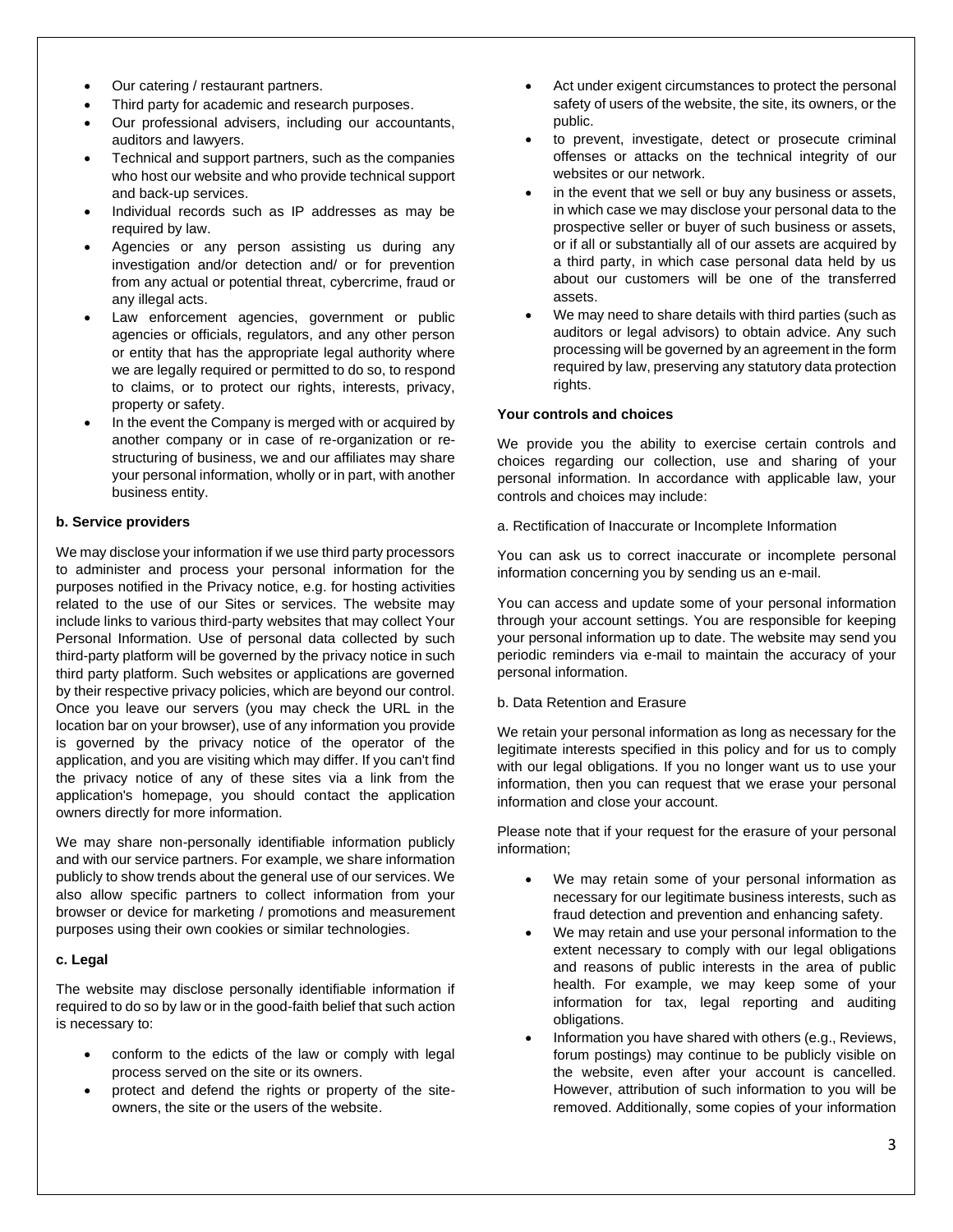- Our catering / restaurant partners.
- Third party for academic and research purposes.
- Our professional advisers, including our accountants, auditors and lawyers.
- Technical and support partners, such as the companies who host our website and who provide technical support and back-up services.
- Individual records such as IP addresses as may be required by law.
- Agencies or any person assisting us during any investigation and/or detection and/ or for prevention from any actual or potential threat, cybercrime, fraud or any illegal acts.
- Law enforcement agencies, government or public agencies or officials, regulators, and any other person or entity that has the appropriate legal authority where we are legally required or permitted to do so, to respond to claims, or to protect our rights, interests, privacy, property or safety.
- In the event the Company is merged with or acquired by another company or in case of re-organization or re-structuring of business, we and our affiliates may share your personal information, wholly or in part, with another business entity.

**b. Service providers**

We may disclose your information if we use third party processors to administer and process your personal information for the purposes notified in the Privacy notice, e.g. for hosting activities related to the use of our Sites or services. The website may include links to various third-party websites that may collect Your Personal Information. Use of personal data collected by such third-party platform will be governed by the privacy notice in such third party platform. Such websites or applications are governed by their respective privacy policies, which are beyond our control. Once you leave our servers (you may check the URL in the location bar on your browser), use of any information you provide is governed by the privacy notice of the operator of the application, and you are visiting which may differ. If you can't find the privacy notice of any of these sites via a link from the application's homepage, you should contact the application owners directly for more information.

We may share non-personally identifiable information publicly and with our service partners. For example, we share information publicly to show trends about the general use of our services. We also allow specific partners to collect information from your browser or device for marketing / promotions and measurement purposes using their own cookies or similar technologies.

**c. Legal**

The website may disclose personally identifiable information if required to do so by law or in the good-faith belief that such action is necessary to:

- conform to the edicts of the law or comply with legal process served on the site or its owners.
- protect and defend the rights or property of the site-owners, the site or the users of the website.
- Act under exigent circumstances to protect the personal safety of users of the website, the site, its owners, or the public.
- to prevent, investigate, detect or prosecute criminal offenses or attacks on the technical integrity of our websites or our network.
- in the event that we sell or buy any business or assets, in which case we may disclose your personal data to the prospective seller or buyer of such business or assets, or if all or substantially all of our assets are acquired by a third party, in which case personal data held by us about our customers will be one of the transferred assets.
- We may need to share details with third parties (such as auditors or legal advisors) to obtain advice. Any such processing will be governed by an agreement in the form required by law, preserving any statutory data protection rights.

**Your controls and choices**

We provide you the ability to exercise certain controls and choices regarding our collection, use and sharing of your personal information. In accordance with applicable law, your controls and choices may include:

a. Rectification of Inaccurate or Incomplete Information

You can ask us to correct inaccurate or incomplete personal information concerning you by sending us an e-mail.

You can access and update some of your personal information through your account settings. You are responsible for keeping your personal information up to date. The website may send you periodic reminders via e-mail to maintain the accuracy of your personal information.

b. Data Retention and Erasure

We retain your personal information as long as necessary for the legitimate interests specified in this policy and for us to comply with our legal obligations. If you no longer want us to use your information, then you can request that we erase your personal information and close your account.

Please note that if your request for the erasure of your personal information;

- We may retain some of your personal information as necessary for our legitimate business interests, such as fraud detection and prevention and enhancing safety.
- We may retain and use your personal information to the extent necessary to comply with our legal obligations and reasons of public interests in the area of public health. For example, we may keep some of your information for tax, legal reporting and auditing obligations.
- Information you have shared with others (e.g., Reviews, forum postings) may continue to be publicly visible on the website, even after your account is cancelled. However, attribution of such information to you will be removed. Additionally, some copies of your information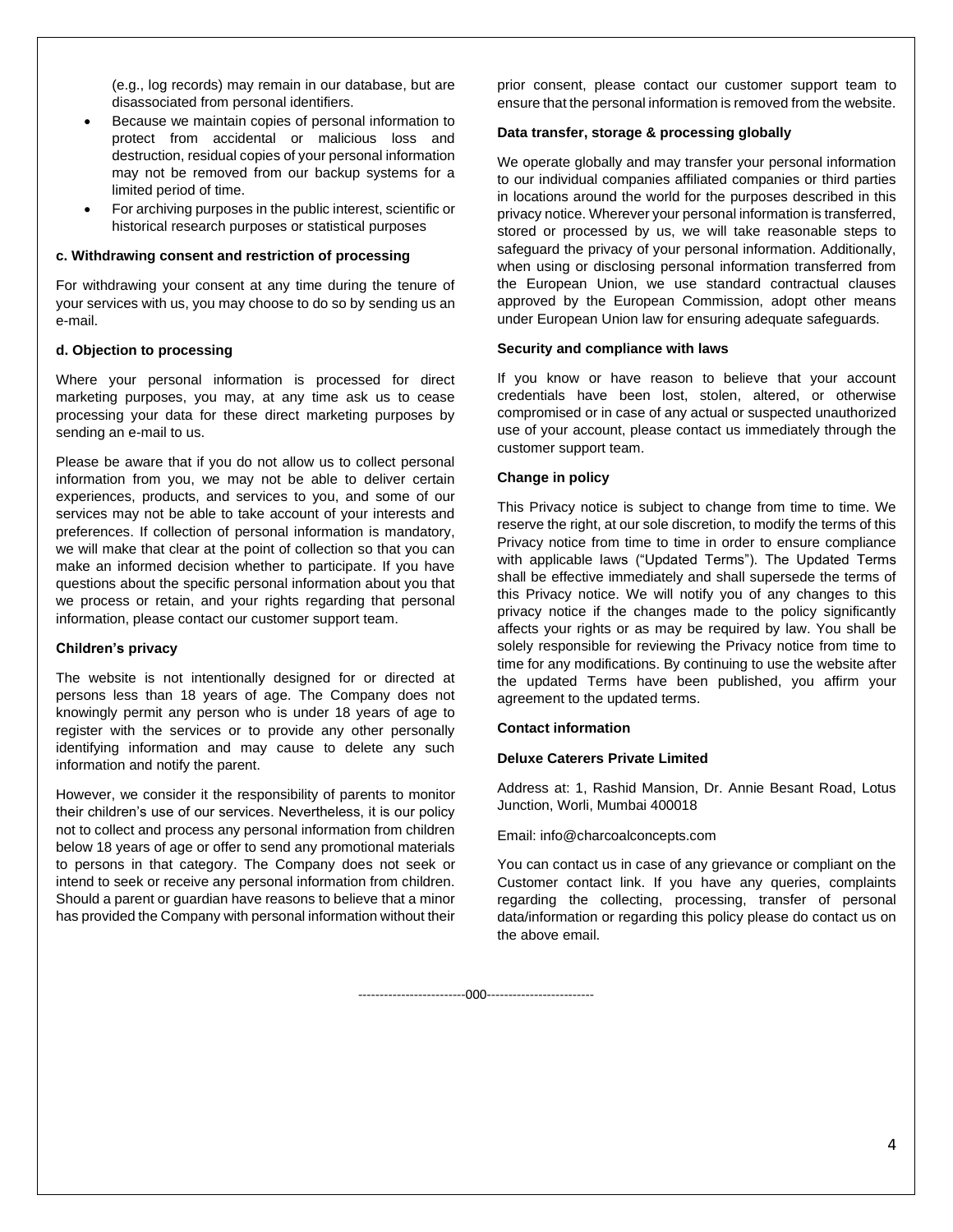(e.g., log records) may remain in our database, but are disassociated from personal identifiers.

- Because we maintain copies of personal information to protect from accidental or malicious loss and destruction, residual copies of your personal information may not be removed from our backup systems for a limited period of time.
- For archiving purposes in the public interest, scientific or historical research purposes or statistical purposes

**c. Withdrawing consent and restriction of processing**

For withdrawing your consent at any time during the tenure of your services with us, you may choose to do so by sending us an e-mail.

**d. Objection to processing**

Where your personal information is processed for direct marketing purposes, you may, at any time ask us to cease processing your data for these direct marketing purposes by sending an e-mail to us.

Please be aware that if you do not allow us to collect personal information from you, we may not be able to deliver certain experiences, products, and services to you, and some of our services may not be able to take account of your interests and preferences. If collection of personal information is mandatory, we will make that clear at the point of collection so that you can make an informed decision whether to participate. If you have questions about the specific personal information about you that we process or retain, and your rights regarding that personal information, please contact our customer support team.

**Children's privacy**

The website is not intentionally designed for or directed at persons less than 18 years of age. The Company does not knowingly permit any person who is under 18 years of age to register with the services or to provide any other personally identifying information and may cause to delete any such information and notify the parent.

However, we consider it the responsibility of parents to monitor their children's use of our services. Nevertheless, it is our policy not to collect and process any personal information from children below 18 years of age or offer to send any promotional materials to persons in that category. The Company does not seek or intend to seek or receive any personal information from children. Should a parent or guardian have reasons to believe that a minor has provided the Company with personal information without their prior consent, please contact our customer support team to ensure that the personal information is removed from the website.

**Data transfer, storage & processing globally**

We operate globally and may transfer your personal information to our individual companies affiliated companies or third parties in locations around the world for the purposes described in this privacy notice. Wherever your personal information is transferred, stored or processed by us, we will take reasonable steps to safeguard the privacy of your personal information. Additionally, when using or disclosing personal information transferred from the European Union, we use standard contractual clauses approved by the European Commission, adopt other means under European Union law for ensuring adequate safeguards.

**Security and compliance with laws**

If you know or have reason to believe that your account credentials have been lost, stolen, altered, or otherwise compromised or in case of any actual or suspected unauthorized use of your account, please contact us immediately through the customer support team.

**Change in policy**

This Privacy notice is subject to change from time to time. We reserve the right, at our sole discretion, to modify the terms of this Privacy notice from time to time in order to ensure compliance with applicable laws ("Updated Terms"). The Updated Terms shall be effective immediately and shall supersede the terms of this Privacy notice. We will notify you of any changes to this privacy notice if the changes made to the policy significantly affects your rights or as may be required by law. You shall be solely responsible for reviewing the Privacy notice from time to time for any modifications. By continuing to use the website after the updated Terms have been published, you affirm your agreement to the updated terms.

**Contact information**

**Deluxe Caterers Private Limited**

Address at: 1, Rashid Mansion, Dr. Annie Besant Road, Lotus Junction, Worli, Mumbai 400018

Email: info@charcoalconcepts.com

You can contact us in case of any grievance or compliant on the Customer contact link. If you have any queries, complaints regarding the collecting, processing, transfer of personal data/information or regarding this policy please do contact us on the above email.

-------------------------000-------------------------